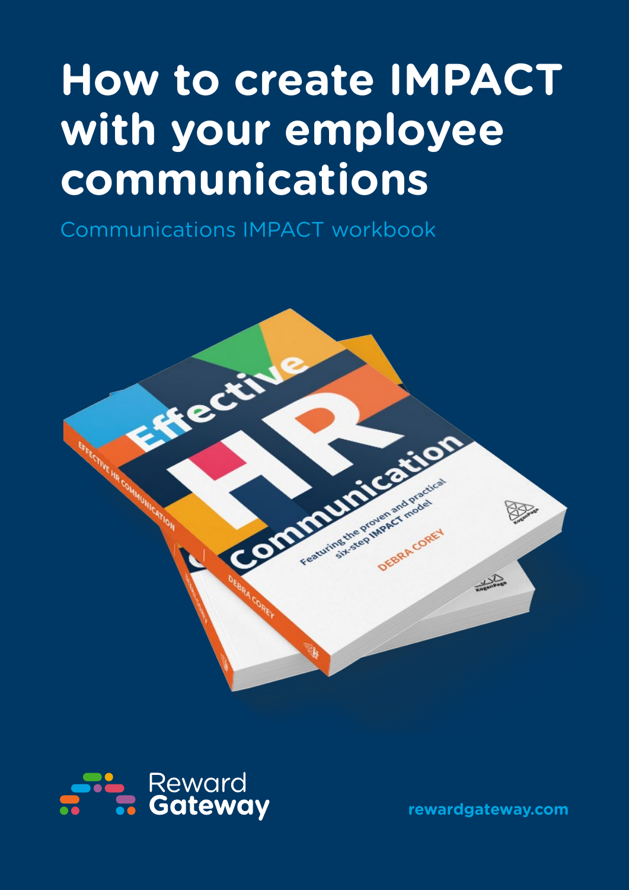# How to create IMPACT with your employee communications

Communications IMPACT workbook

Reward Gateway

rewardgateway.com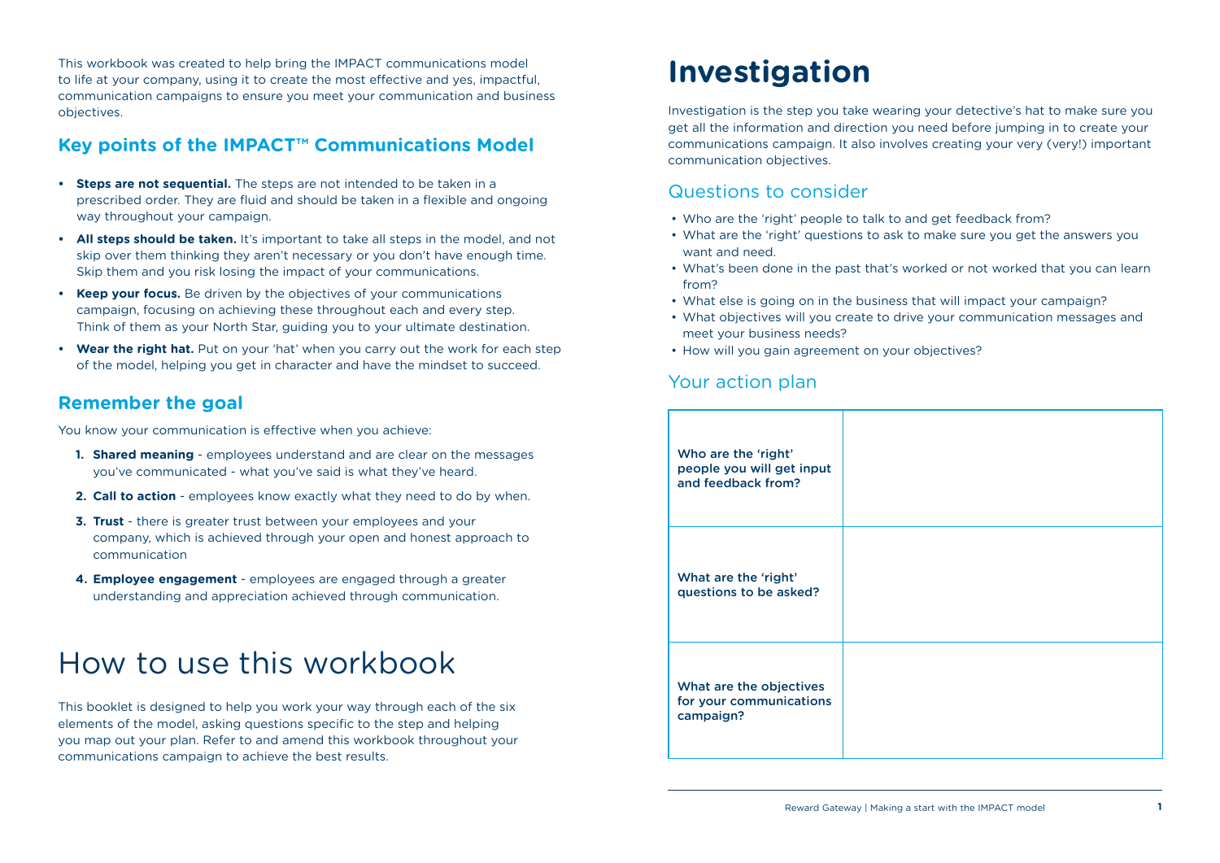This workbook was created to help bring the IMPACT communications model to life at your company, using it to create the most effective and yes, impactful, communication campaigns to ensure you meet your communication and business objectives.

## Key points of the IMPACT™ Communications Model

- **Steps are not sequential.** The steps are not intended to be taken in a prescribed order. They are fluid and should be taken in a flexible and ongoing way throughout your campaign.
- **All steps should be taken.** It's important to take all steps in the model, and not skip over them thinking they aren't necessary or you don't have enough time. Skip them and you risk losing the impact of your communications.
- **Keep your focus.** Be driven by the objectives of your communications campaign, focusing on achieving these throughout each and every step. Think of them as your North Star, guiding you to your ultimate destination.
- **Wear the right hat.** Put on your 'hat' when you carry out the work for each step of the model, helping you get in character and have the mindset to succeed.

## Remember the goal

You know your communication is effective when you achieve:

1. **Shared meaning** - employees understand and are clear on the messages you've communicated - what you've said is what they've heard.
2. **Call to action** - employees know exactly what they need to do by when.
3. **Trust** - there is greater trust between your employees and your company, which is achieved through your open and honest approach to communication
4. **Employee engagement** - employees are engaged through a greater understanding and appreciation achieved through communication.

# How to use this workbook

This booklet is designed to help you work your way through each of the six elements of the model, asking questions specific to the step and helping you map out your plan. Refer to and amend this workbook throughout your communications campaign to achieve the best results.

# Investigation

Investigation is the step you take wearing your detective's hat to make sure you get all the information and direction you need before jumping in to create your communications campaign. It also involves creating your very (very!) important communication objectives.

## Questions to consider

- Who are the 'right' people to talk to and get feedback from?
- What are the 'right' questions to ask to make sure you get the answers you want and need.
- What's been done in the past that's worked or not worked that you can learn from?
- What else is going on in the business that will impact your campaign?
- What objectives will you create to drive your communication messages and meet your business needs?
- How will you gain agreement on your objectives?

## Your action plan

| | |
|---|---|
| Who are the 'right' people you will get input and feedback from? | |
| What are the 'right' questions to be asked? | |
| What are the objectives for your communications campaign? | |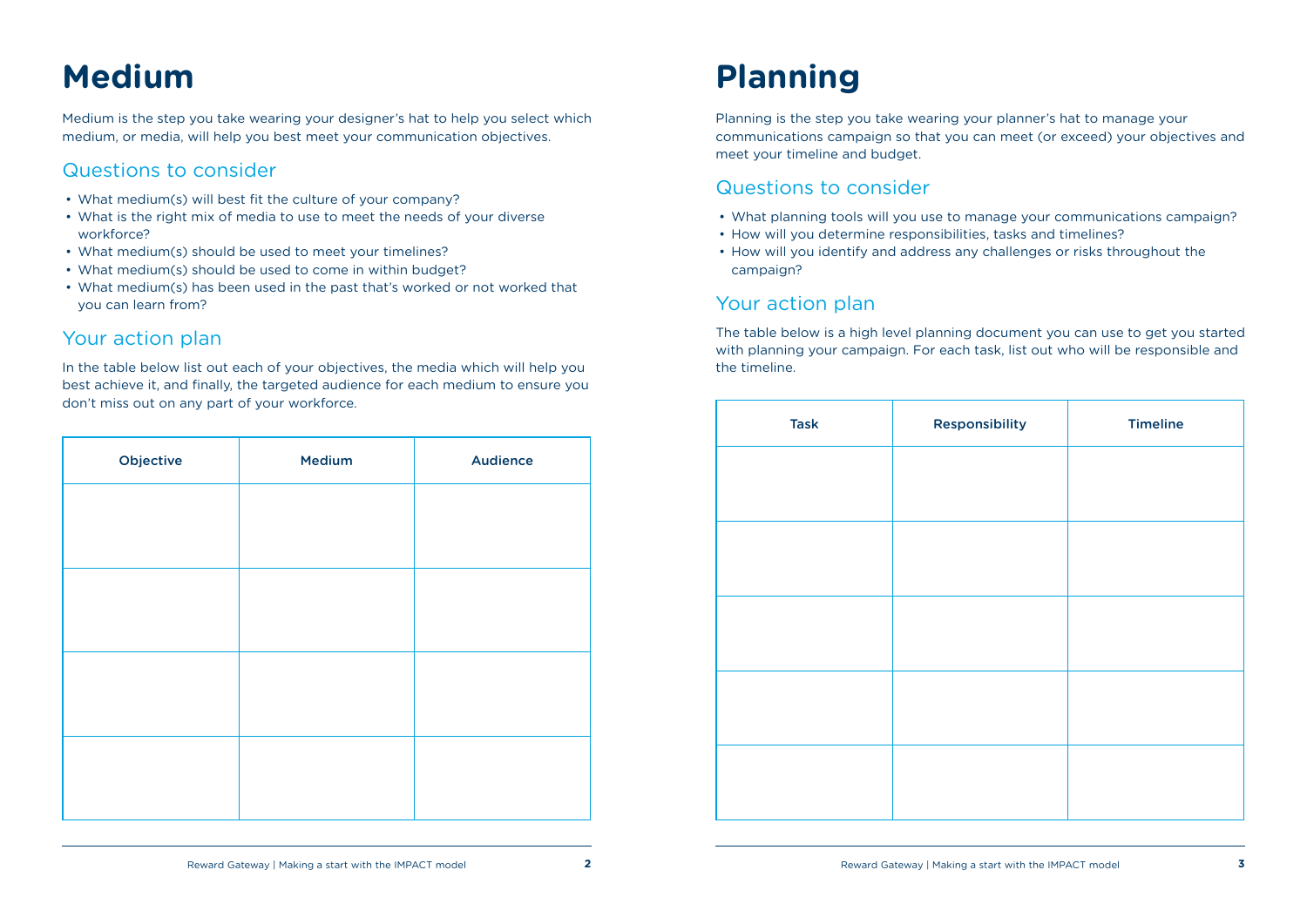# Medium

Medium is the step you take wearing your designer's hat to help you select which medium, or media, will help you best meet your communication objectives.

## Questions to consider

- What medium(s) will best fit the culture of your company?
- What is the right mix of media to use to meet the needs of your diverse workforce?
- What medium(s) should be used to meet your timelines?
- What medium(s) should be used to come in within budget?
- What medium(s) has been used in the past that's worked or not worked that you can learn from?

## Your action plan

In the table below list out each of your objectives, the media which will help you best achieve it, and finally, the targeted audience for each medium to ensure you don't miss out on any part of your workforce.

| Objective | Medium | Audience |
|---|---|---|
| | | |
| | | |
| | | |
| | | |

# Planning

Planning is the step you take wearing your planner's hat to manage your communications campaign so that you can meet (or exceed) your objectives and meet your timeline and budget.

## Questions to consider

- What planning tools will you use to manage your communications campaign?
- How will you determine responsibilities, tasks and timelines?
- How will you identify and address any challenges or risks throughout the campaign?

## Your action plan

The table below is a high level planning document you can use to get you started with planning your campaign. For each task, list out who will be responsible and the timeline.

| Task | Responsibility | Timeline |
|---|---|---|
| | | |
| | | |
| | | |
| | | |
| | | |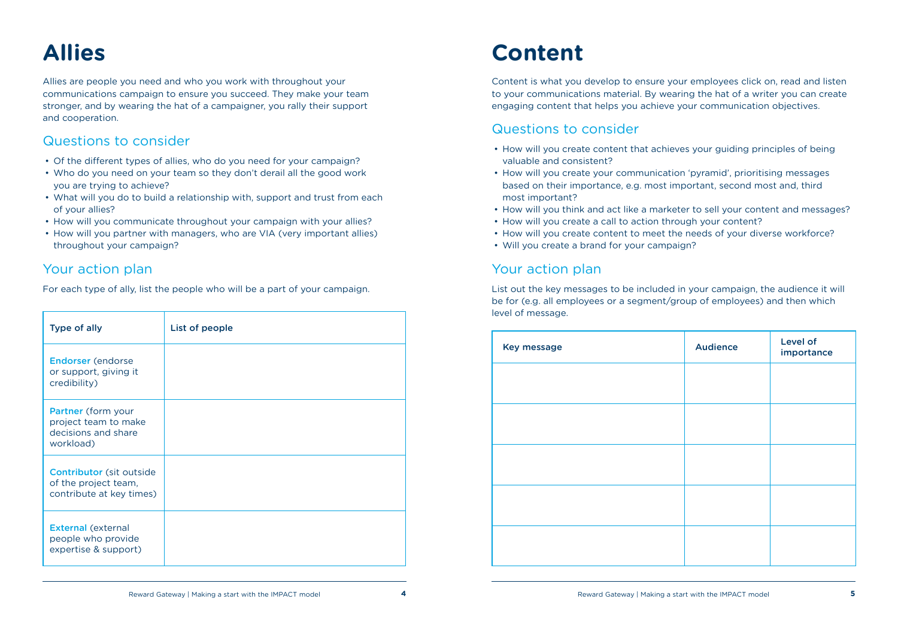# Allies

Allies are people you need and who you work with throughout your communications campaign to ensure you succeed. They make your team stronger, and by wearing the hat of a campaigner, you rally their support and cooperation.

## Questions to consider

- Of the different types of allies, who do you need for your campaign?
- Who do you need on your team so they don't derail all the good work you are trying to achieve?
- What will you do to build a relationship with, support and trust from each of your allies?
- How will you communicate throughout your campaign with your allies?
- How will you partner with managers, who are VIA (very important allies) throughout your campaign?

## Your action plan

For each type of ally, list the people who will be a part of your campaign.

| Type of ally | List of people |
|---|---|
| Endorser (endorse or support, giving it credibility) | |
| Partner (form your project team to make decisions and share workload) | |
| Contributor (sit outside of the project team, contribute at key times) | |
| External (external people who provide expertise & support) | |

# Content

Content is what you develop to ensure your employees click on, read and listen to your communications material. By wearing the hat of a writer you can create engaging content that helps you achieve your communication objectives.

## Questions to consider

- How will you create content that achieves your guiding principles of being valuable and consistent?
- How will you create your communication 'pyramid', prioritising messages based on their importance, e.g. most important, second most and, third most important?
- How will you think and act like a marketer to sell your content and messages?
- How will you create a call to action through your content?
- How will you create content to meet the needs of your diverse workforce?
- Will you create a brand for your campaign?

## Your action plan

List out the key messages to be included in your campaign, the audience it will be for (e.g. all employees or a segment/group of employees) and then which level of message.

| Key message | Audience | Level of importance |
|---|---|---|
| | | |
| | | |
| | | |
| | | |
| | | |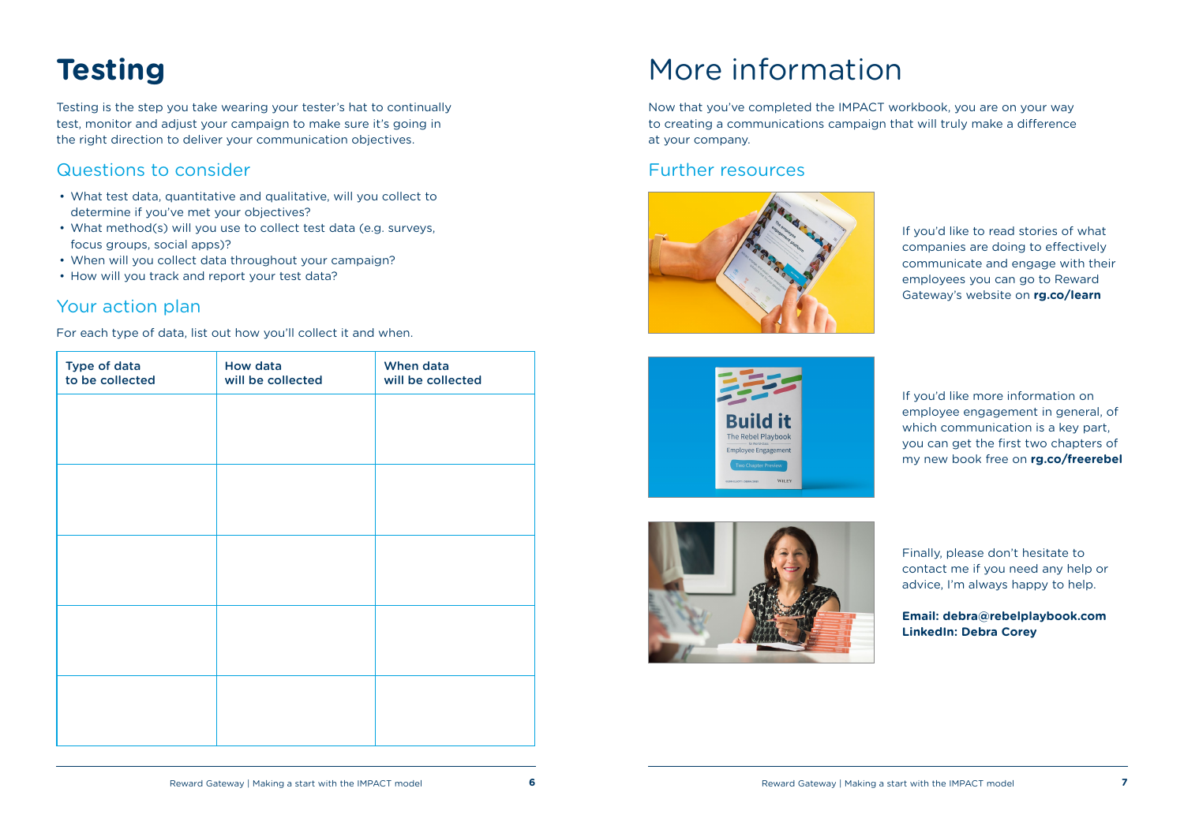# Testing

Testing is the step you take wearing your tester's hat to continually test, monitor and adjust your campaign to make sure it's going in the right direction to deliver your communication objectives.

## Questions to consider

- What test data, quantitative and qualitative, will you collect to determine if you've met your objectives?
- What method(s) will you use to collect test data (e.g. surveys, focus groups, social apps)?
- When will you collect data throughout your campaign?
- How will you track and report your test data?

## Your action plan

For each type of data, list out how you'll collect it and when.

| Type of data to be collected | How data will be collected | When data will be collected |
|---|---|---|
| | | |
| | | |
| | | |
| | | |
| | | |

# More information

Now that you've completed the IMPACT workbook, you are on your way to creating a communications campaign that will truly make a difference at your company.

## Further resources

If you'd like to read stories of what companies are doing to effectively communicate and engage with their employees you can go to Reward Gateway's website on **rg.co/learn**

If you'd like more information on employee engagement in general, of which communication is a key part, you can get the first two chapters of my new book free on **rg.co/freerebel**

Finally, please don't hesitate to contact me if you need any help or advice, I'm always happy to help.

**Email: debra@rebelplaybook.com**
**LinkedIn: Debra Corey**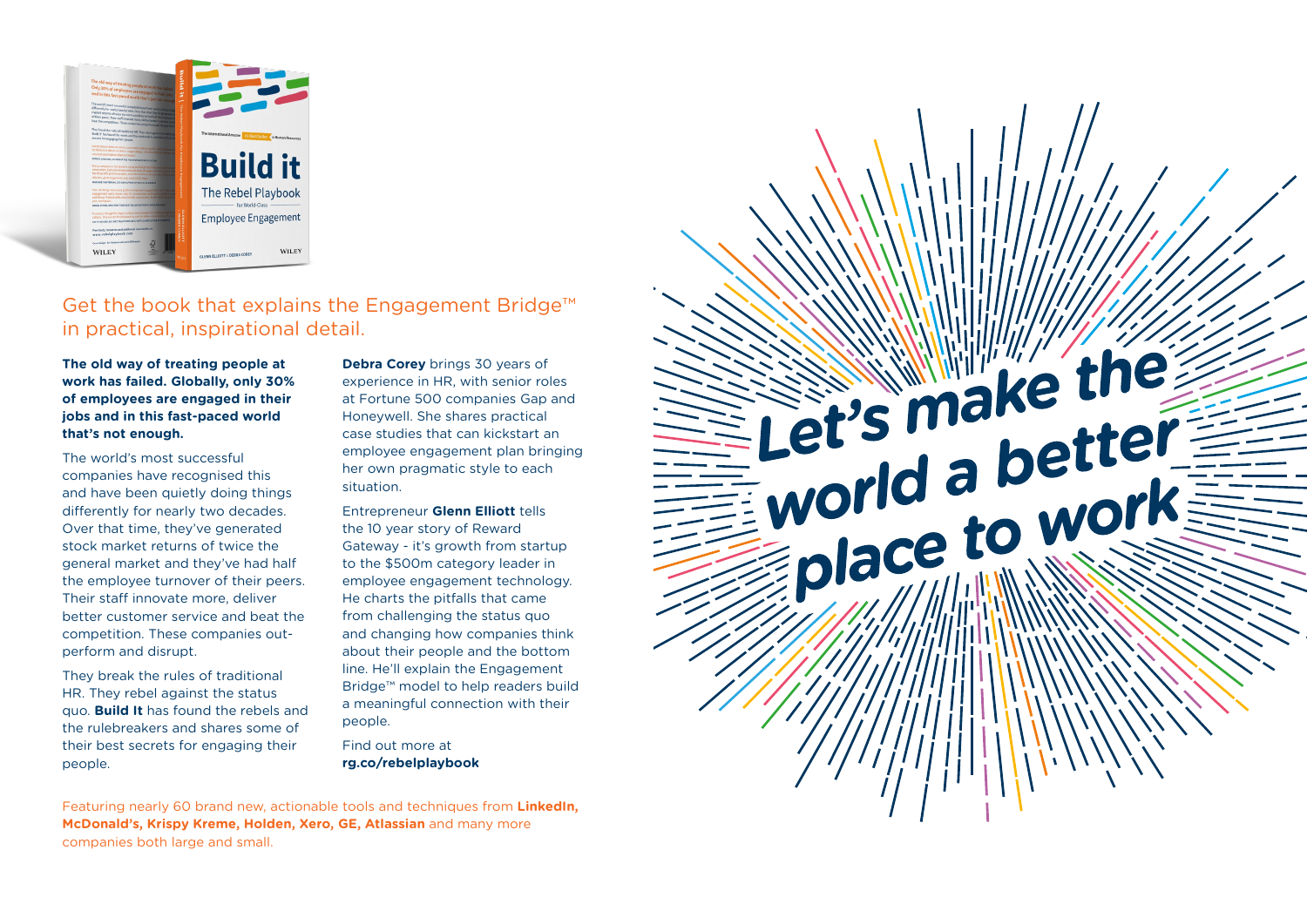## Get the book that explains the Engagement Bridge™ in practical, inspirational detail.

**The old way of treating people at work has failed. Globally, only 30% of employees are engaged in their jobs and in this fast-paced world that's not enough.**

The world's most successful companies have recognised this and have been quietly doing things differently for nearly two decades. Over that time, they've generated stock market returns of twice the general market and they've had half the employee turnover of their peers. Their staff innovate more, deliver better customer service and beat the competition. These companies out-perform and disrupt.

They break the rules of traditional HR. They rebel against the status quo. **Build It** has found the rebels and the rulebreakers and shares some of their best secrets for engaging their people.

**Debra Corey** brings 30 years of experience in HR, with senior roles at Fortune 500 companies Gap and Honeywell. She shares practical case studies that can kickstart an employee engagement plan bringing her own pragmatic style to each situation.

Entrepreneur **Glenn Elliott** tells the 10 year story of Reward Gateway - it's growth from startup to the $500m category leader in employee engagement technology. He charts the pitfalls that came from challenging the status quo and changing how companies think about their people and the bottom line. He'll explain the Engagement Bridge™ model to help readers build a meaningful connection with their people.

Find out more at
**rg.co/rebelplaybook**

Featuring nearly 60 brand new, actionable tools and techniques from **LinkedIn, McDonald's, Krispy Kreme, Holden, Xero, GE, Atlassian** and many more companies both large and small.

# Let's make the world a better place to work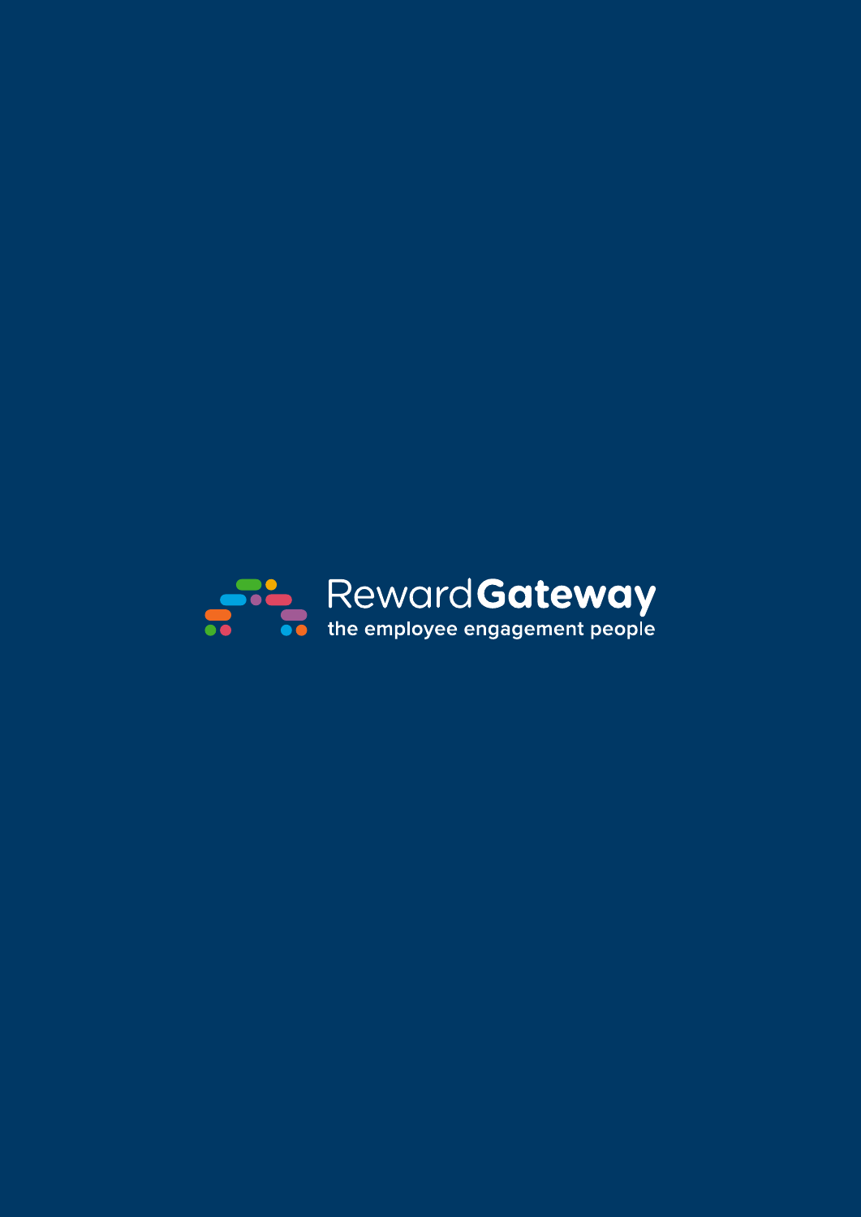RewardGateway

the employee engagement people